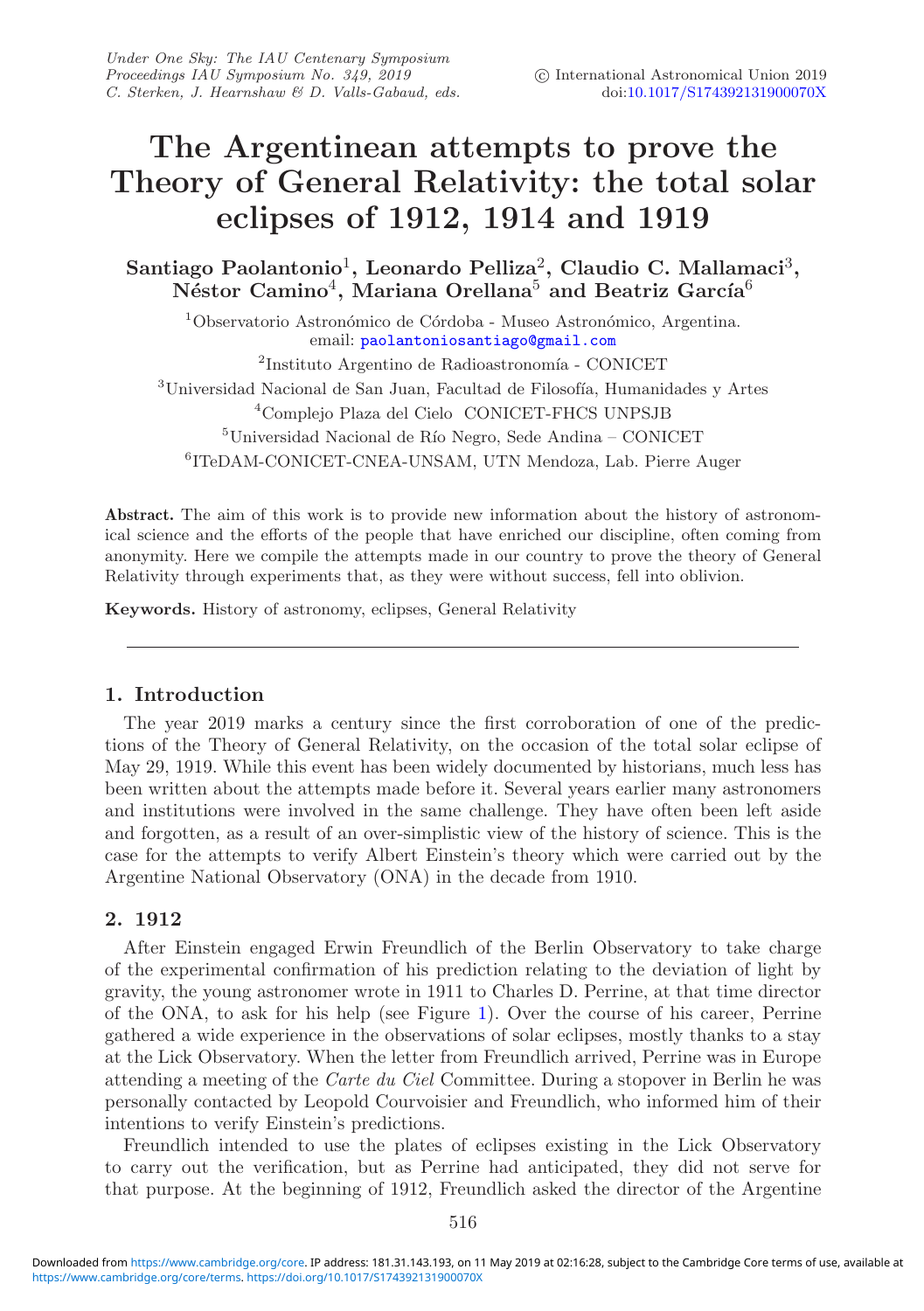# The Argentinean attempts to prove the Theory of General Relativity: the total solar eclipses of 1912, 1914 and 1919

**Santiago Paolantonio[1], Leonardo Pelliza[2], Claudio C. Mallamaci[3], Néstor Camino[4], Mariana Orellana[5] and Beatriz García[6]**

[1]Observatorio Astronómico de Córdoba - Museo Astronómico, Argentina.
email: paolantoniosantiago@gmail.com

[2]Instituto Argentino de Radioastronomía - CONICET

[3]Universidad Nacional de San Juan, Facultad de Filosofía, Humanidades y Artes

[4]Complejo Plaza del Cielo CONICET-FHCS UNPSJB

[5]Universidad Nacional de Río Negro, Sede Andina – CONICET

[6]ITeDAM-CONICET-CNEA-UNSAM, UTN Mendoza, Lab. Pierre Auger

**Abstract.** The aim of this work is to provide new information about the history of astronomical science and the efforts of the people that have enriched our discipline, often coming from anonymity. Here we compile the attempts made in our country to prove the theory of General Relativity through experiments that, as they were without success, fell into oblivion.

**Keywords.** History of astronomy, eclipses, General Relativity

## 1. Introduction

The year 2019 marks a century since the first corroboration of one of the predictions of the Theory of General Relativity, on the occasion of the total solar eclipse of May 29, 1919. While this event has been widely documented by historians, much less has been written about the attempts made before it. Several years earlier many astronomers and institutions were involved in the same challenge. They have often been left aside and forgotten, as a result of an over-simplistic view of the history of science. This is the case for the attempts to verify Albert Einstein's theory which were carried out by the Argentine National Observatory (ONA) in the decade from 1910.

## 2. 1912

After Einstein engaged Erwin Freundlich of the Berlin Observatory to take charge of the experimental confirmation of his prediction relating to the deviation of light by gravity, the young astronomer wrote in 1911 to Charles D. Perrine, at that time director of the ONA, to ask for his help (see Figure 1). Over the course of his career, Perrine gathered a wide experience in the observations of solar eclipses, mostly thanks to a stay at the Lick Observatory. When the letter from Freundlich arrived, Perrine was in Europe attending a meeting of the *Carte du Ciel* Committee. During a stopover in Berlin he was personally contacted by Leopold Courvoisier and Freundlich, who informed him of their intentions to verify Einstein's predictions.

Freundlich intended to use the plates of eclipses existing in the Lick Observatory to carry out the verification, but as Perrine had anticipated, they did not serve for that purpose. At the beginning of 1912, Freundlich asked the director of the Argentine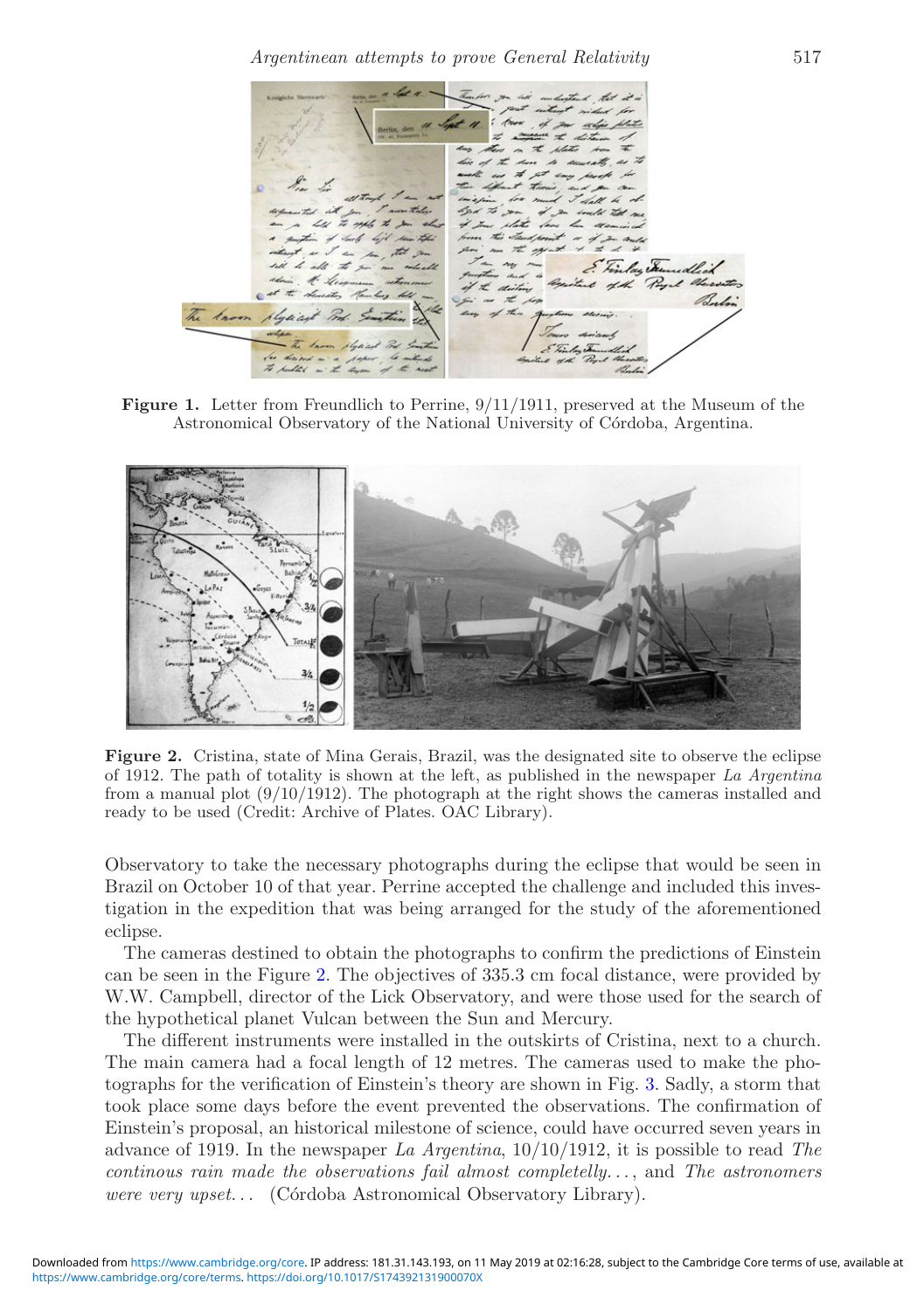Figure 1. Letter from Freundlich to Perrine, 9/11/1911, preserved at the Museum of the Astronomical Observatory of the National University of Córdoba, Argentina.

Figure 2. Cristina, state of Mina Gerais, Brazil, was the designated site to observe the eclipse of 1912. The path of totality is shown at the left, as published in the newspaper *La Argentina* from a manual plot (9/10/1912). The photograph at the right shows the cameras installed and ready to be used (Credit: Archive of Plates. OAC Library).

Observatory to take the necessary photographs during the eclipse that would be seen in Brazil on October 10 of that year. Perrine accepted the challenge and included this investigation in the expedition that was being arranged for the study of the aforementioned eclipse.

The cameras destined to obtain the photographs to confirm the predictions of Einstein can be seen in the Figure 2. The objectives of 335.3 cm focal distance, were provided by W.W. Campbell, director of the Lick Observatory, and were those used for the search of the hypothetical planet Vulcan between the Sun and Mercury.

The different instruments were installed in the outskirts of Cristina, next to a church. The main camera had a focal length of 12 metres. The cameras used to make the photographs for the verification of Einstein's theory are shown in Fig. 3. Sadly, a storm that took place some days before the event prevented the observations. The confirmation of Einstein's proposal, an historical milestone of science, could have occurred seven years in advance of 1919. In the newspaper *La Argentina*, 10/10/1912, it is possible to read *The continous rain made the observations fail almost completely...*, and *The astronomers were very upset...* (Córdoba Astronomical Observatory Library).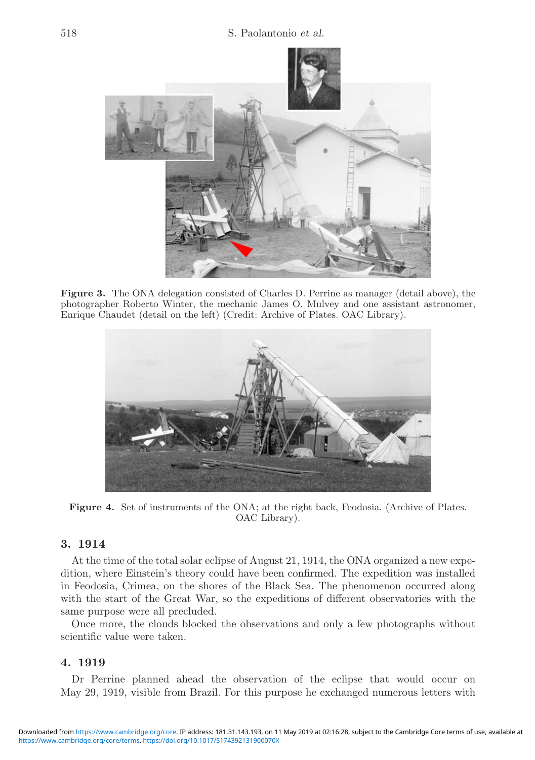Figure 3. The ONA delegation consisted of Charles D. Perrine as manager (detail above), the photographer Roberto Winter, the mechanic James O. Mulvey and one assistant astronomer, Enrique Chaudet (detail on the left) (Credit: Archive of Plates. OAC Library).

Figure 4. Set of instruments of the ONA; at the right back, Feodosia. (Archive of Plates. OAC Library).

## 3. 1914

At the time of the total solar eclipse of August 21, 1914, the ONA organized a new expedition, where Einstein's theory could have been confirmed. The expedition was installed in Feodosia, Crimea, on the shores of the Black Sea. The phenomenon occurred along with the start of the Great War, so the expeditions of different observatories with the same purpose were all precluded.

Once more, the clouds blocked the observations and only a few photographs without scientific value were taken.

## 4. 1919

Dr Perrine planned ahead the observation of the eclipse that would occur on May 29, 1919, visible from Brazil. For this purpose he exchanged numerous letters with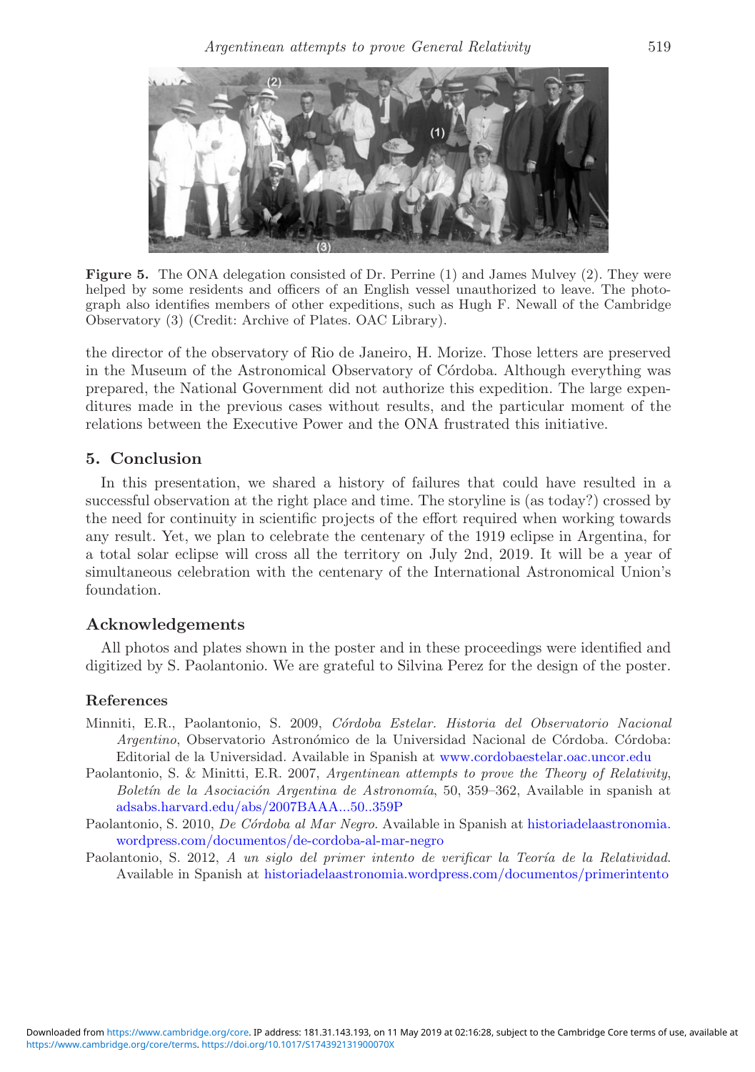Figure 5. The ONA delegation consisted of Dr. Perrine (1) and James Mulvey (2). They were helped by some residents and officers of an English vessel unauthorized to leave. The photograph also identifies members of other expeditions, such as Hugh F. Newall of the Cambridge Observatory (3) (Credit: Archive of Plates. OAC Library).

the director of the observatory of Rio de Janeiro, H. Morize. Those letters are preserved in the Museum of the Astronomical Observatory of Córdoba. Although everything was prepared, the National Government did not authorize this expedition. The large expenditures made in the previous cases without results, and the particular moment of the relations between the Executive Power and the ONA frustrated this initiative.

## 5. Conclusion

In this presentation, we shared a history of failures that could have resulted in a successful observation at the right place and time. The storyline is (as today?) crossed by the need for continuity in scientific projects of the effort required when working towards any result. Yet, we plan to celebrate the centenary of the 1919 eclipse in Argentina, for a total solar eclipse will cross all the territory on July 2nd, 2019. It will be a year of simultaneous celebration with the centenary of the International Astronomical Union's foundation.

## Acknowledgements

All photos and plates shown in the poster and in these proceedings were identified and digitized by S. Paolantonio. We are grateful to Silvina Perez for the design of the poster.

## References

Minniti, E.R., Paolantonio, S. 2009, *Córdoba Estelar. Historia del Observatorio Nacional Argentino*, Observatorio Astronómico de la Universidad Nacional de Córdoba. Córdoba: Editorial de la Universidad. Available in Spanish at www.cordobaestelar.oac.uncor.edu

Paolantonio, S. & Minitti, E.R. 2007, *Argentinean attempts to prove the Theory of Relativity*, *Boletín de la Asociación Argentina de Astronomía*, 50, 359–362, Available in spanish at adsabs.harvard.edu/abs/2007BAAA...50..359P

Paolantonio, S. 2010, *De Córdoba al Mar Negro*. Available in Spanish at historiadelaastronomia.wordpress.com/documentos/de-cordoba-al-mar-negro

Paolantonio, S. 2012, *A un siglo del primer intento de verificar la Teoría de la Relatividad*. Available in Spanish at historiadelaastronomia.wordpress.com/documentos/primerintento